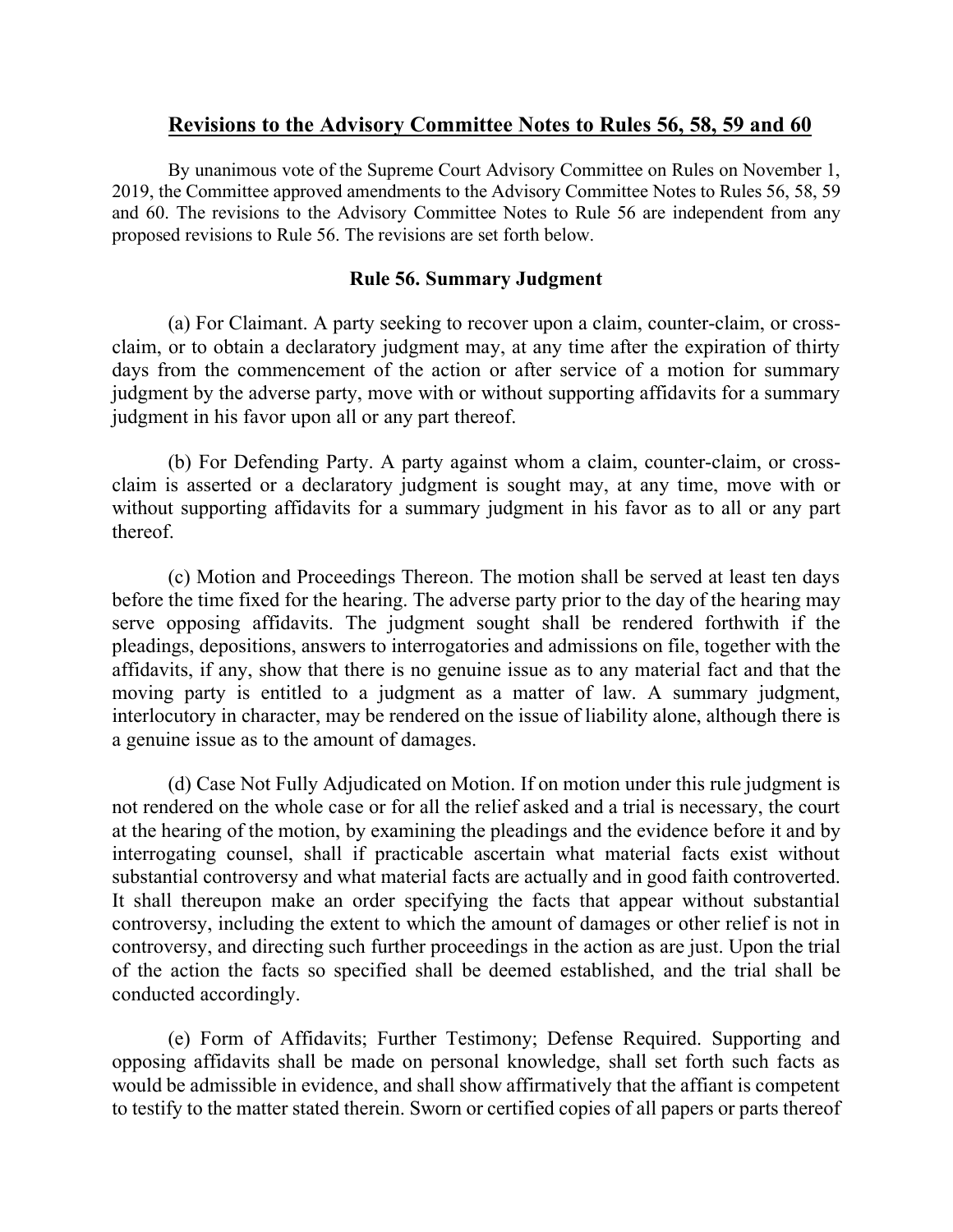## Revisions to the Advisory Committee Notes to Rules 56, 58, 59 and 60

By unanimous vote of the Supreme Court Advisory Committee on Rules on November 1, 2019, the Committee approved amendments to the Advisory Committee Notes to Rules 56, 58, 59 and 60. The revisions to the Advisory Committee Notes to Rule 56 are independent from any proposed revisions to Rule 56. The revisions are set forth below.

### Rule 56. Summary Judgment

(a) For Claimant. A party seeking to recover upon a claim, counter-claim, or cross-claim, or to obtain a declaratory judgment may, at any time after the expiration of thirty days from the commencement of the action or after service of a motion for summary judgment by the adverse party, move with or without supporting affidavits for a summary judgment in his favor upon all or any part thereof.

(b) For Defending Party. A party against whom a claim, counter-claim, or cross-claim is asserted or a declaratory judgment is sought may, at any time, move with or without supporting affidavits for a summary judgment in his favor as to all or any part thereof.

(c) Motion and Proceedings Thereon. The motion shall be served at least ten days before the time fixed for the hearing. The adverse party prior to the day of the hearing may serve opposing affidavits. The judgment sought shall be rendered forthwith if the pleadings, depositions, answers to interrogatories and admissions on file, together with the affidavits, if any, show that there is no genuine issue as to any material fact and that the moving party is entitled to a judgment as a matter of law. A summary judgment, interlocutory in character, may be rendered on the issue of liability alone, although there is a genuine issue as to the amount of damages.

(d) Case Not Fully Adjudicated on Motion. If on motion under this rule judgment is not rendered on the whole case or for all the relief asked and a trial is necessary, the court at the hearing of the motion, by examining the pleadings and the evidence before it and by interrogating counsel, shall if practicable ascertain what material facts exist without substantial controversy and what material facts are actually and in good faith controverted. It shall thereupon make an order specifying the facts that appear without substantial controversy, including the extent to which the amount of damages or other relief is not in controversy, and directing such further proceedings in the action as are just. Upon the trial of the action the facts so specified shall be deemed established, and the trial shall be conducted accordingly.

(e) Form of Affidavits; Further Testimony; Defense Required. Supporting and opposing affidavits shall be made on personal knowledge, shall set forth such facts as would be admissible in evidence, and shall show affirmatively that the affiant is competent to testify to the matter stated therein. Sworn or certified copies of all papers or parts thereof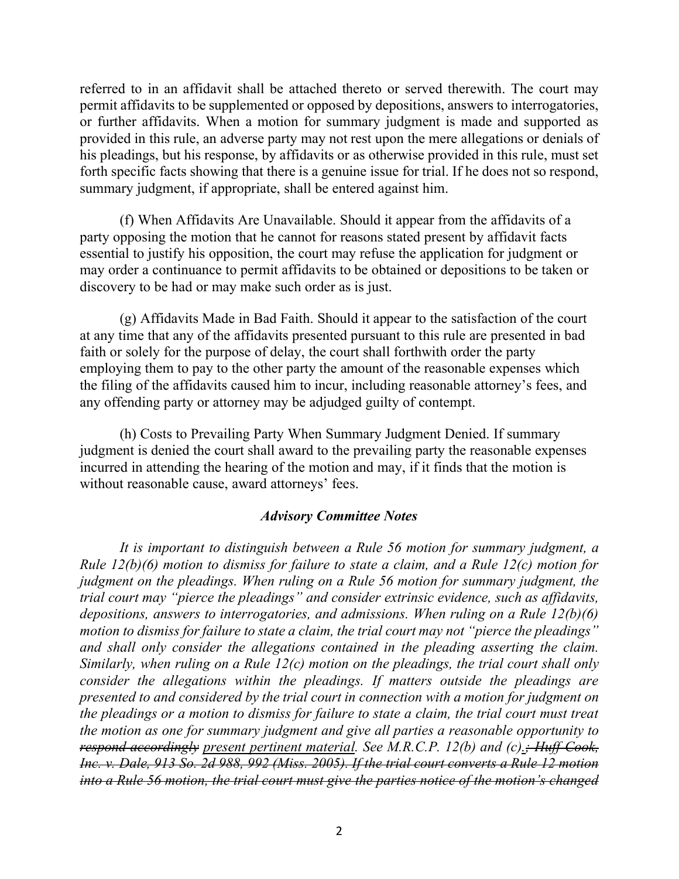referred to in an affidavit shall be attached thereto or served therewith. The court may permit affidavits to be supplemented or opposed by depositions, answers to interrogatories, or further affidavits. When a motion for summary judgment is made and supported as provided in this rule, an adverse party may not rest upon the mere allegations or denials of his pleadings, but his response, by affidavits or as otherwise provided in this rule, must set forth specific facts showing that there is a genuine issue for trial. If he does not so respond, summary judgment, if appropriate, shall be entered against him.

(f) When Affidavits Are Unavailable. Should it appear from the affidavits of a party opposing the motion that he cannot for reasons stated present by affidavit facts essential to justify his opposition, the court may refuse the application for judgment or may order a continuance to permit affidavits to be obtained or depositions to be taken or discovery to be had or may make such order as is just.

(g) Affidavits Made in Bad Faith. Should it appear to the satisfaction of the court at any time that any of the affidavits presented pursuant to this rule are presented in bad faith or solely for the purpose of delay, the court shall forthwith order the party employing them to pay to the other party the amount of the reasonable expenses which the filing of the affidavits caused him to incur, including reasonable attorney's fees, and any offending party or attorney may be adjudged guilty of contempt.

(h) Costs to Prevailing Party When Summary Judgment Denied. If summary judgment is denied the court shall award to the prevailing party the reasonable expenses incurred in attending the hearing of the motion and may, if it finds that the motion is without reasonable cause, award attorneys' fees.

### ***Advisory Committee Notes***

*It is important to distinguish between a Rule 56 motion for summary judgment, a Rule 12(b)(6) motion to dismiss for failure to state a claim, and a Rule 12(c) motion for judgment on the pleadings. When ruling on a Rule 56 motion for summary judgment, the trial court may "pierce the pleadings" and consider extrinsic evidence, such as affidavits, depositions, answers to interrogatories, and admissions. When ruling on a Rule 12(b)(6) motion to dismiss for failure to state a claim, the trial court may not "pierce the pleadings" and shall only consider the allegations contained in the pleading asserting the claim. Similarly, when ruling on a Rule 12(c) motion on the pleadings, the trial court shall only consider the allegations within the pleadings. If matters outside the pleadings are presented to and considered by the trial court in connection with a motion for judgment on the pleadings or a motion to dismiss for failure to state a claim, the trial court must treat the motion as one for summary judgment and give all parties a reasonable opportunity to ~~respond accordingly~~ <u>present pertinent material</u>. See M.R.C.P. 12(b) and (c)<u>.</u>~~; Huff-Cook, Inc. v. Dale, 913 So. 2d 988, 992 (Miss. 2005). If the trial court converts a Rule 12 motion into a Rule 56 motion, the trial court must give the parties notice of the motion's changed~~*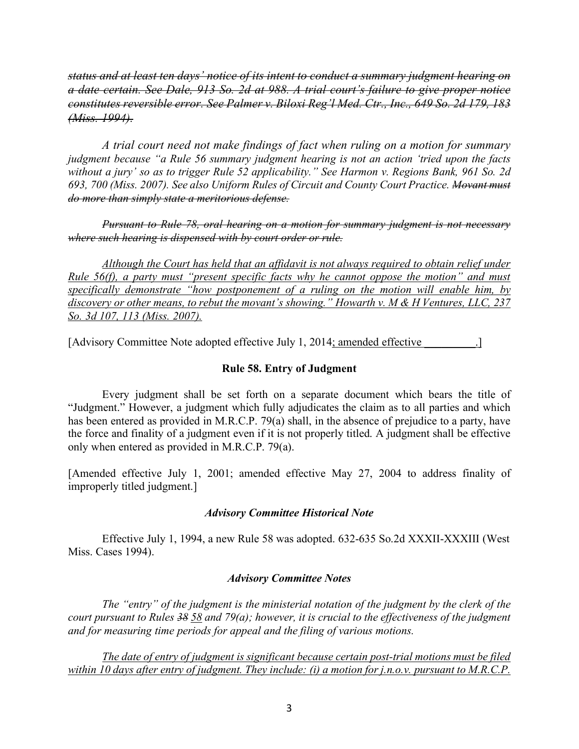~~*status and at least ten days' notice of its intent to conduct a summary judgment hearing on a date certain. See Dale, 913 So. 2d at 988. A trial court's failure to give proper notice constitutes reversible error. See Palmer v. Biloxi Reg'l Med. Ctr., Inc., 649 So. 2d 179, 183 (Miss. 1994).*~~

*A trial court need not make findings of fact when ruling on a motion for summary judgment because "a Rule 56 summary judgment hearing is not an action 'tried upon the facts without a jury' so as to trigger Rule 52 applicability." See Harmon v. Regions Bank, 961 So. 2d 693, 700 (Miss. 2007). See also Uniform Rules of Circuit and County Court Practice.* ~~*Movant must do more than simply state a meritorious defense.*~~

~~*Pursuant to Rule 78, oral hearing on a motion for summary judgment is not necessary where such hearing is dispensed with by court order or rule.*~~

<u>*Although the Court has held that an affidavit is not always required to obtain relief under Rule 56(f), a party must "present specific facts why he cannot oppose the motion" and must specifically demonstrate "how postponement of a ruling on the motion will enable him, by discovery or other means, to rebut the movant's showing." Howarth v. M & H Ventures, LLC, 237 So. 3d 107, 113 (Miss. 2007).*</u>

[Advisory Committee Note adopted effective July 1, 2014<u>; amended effective __________</u>.]

### Rule 58. Entry of Judgment

Every judgment shall be set forth on a separate document which bears the title of "Judgment." However, a judgment which fully adjudicates the claim as to all parties and which has been entered as provided in M.R.C.P. 79(a) shall, in the absence of prejudice to a party, have the force and finality of a judgment even if it is not properly titled. A judgment shall be effective only when entered as provided in M.R.C.P. 79(a).

[Amended effective July 1, 2001; amended effective May 27, 2004 to address finality of improperly titled judgment.]

#### *Advisory Committee Historical Note*

Effective July 1, 1994, a new Rule 58 was adopted. 632-635 So.2d XXXII-XXXIII (West Miss. Cases 1994).

#### *Advisory Committee Notes*

*The "entry" of the judgment is the ministerial notation of the judgment by the clerk of the court pursuant to Rules* ~~*38*~~ <u>*58*</u> *and 79(a); however, it is crucial to the effectiveness of the judgment and for measuring time periods for appeal and the filing of various motions.*

<u>*The date of entry of judgment is significant because certain post-trial motions must be filed within 10 days after entry of judgment. They include: (i) a motion for j.n.o.v. pursuant to M.R.C.P.*</u>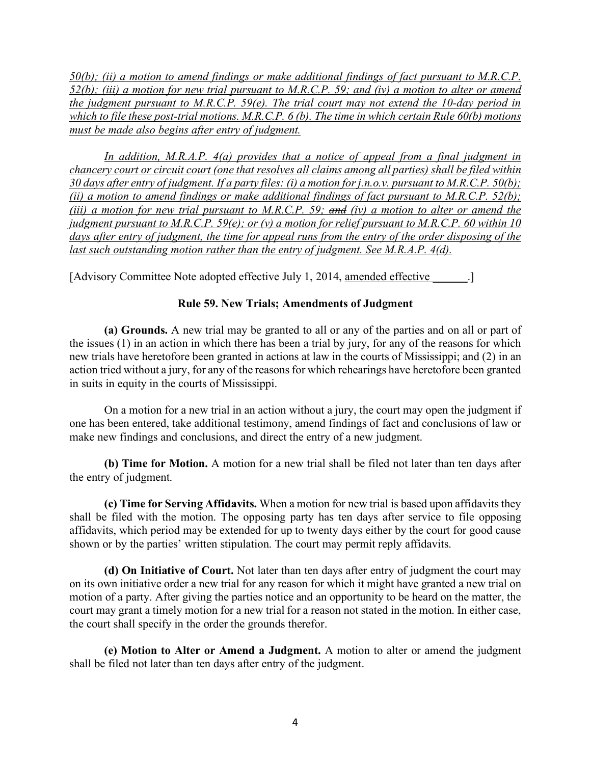*50(b); (ii) a motion to amend findings or make additional findings of fact pursuant to M.R.C.P. 52(b); (iii) a motion for new trial pursuant to M.R.C.P. 59; and (iv) a motion to alter or amend the judgment pursuant to M.R.C.P. 59(e). The trial court may not extend the 10-day period in which to file these post-trial motions. M.R.C.P. 6 (b). The time in which certain Rule 60(b) motions must be made also begins after entry of judgment.*

*In addition, M.R.A.P. 4(a) provides that a notice of appeal from a final judgment in chancery court or circuit court (one that resolves all claims among all parties) shall be filed within 30 days after entry of judgment. If a party files: (i) a motion for j.n.o.v. pursuant to M.R.C.P. 50(b); (ii) a motion to amend findings or make additional findings of fact pursuant to M.R.C.P. 52(b); (iii) a motion for new trial pursuant to M.R.C.P. 59; ~~and~~ (iv) a motion to alter or amend the judgment pursuant to M.R.C.P. 59(e); or (v) a motion for relief pursuant to M.R.C.P. 60 within 10 days after entry of judgment, the time for appeal runs from the entry of the order disposing of the last such outstanding motion rather than the entry of judgment. See M.R.A.P. 4(d).*

[Advisory Committee Note adopted effective July 1, 2014, amended effective ______.]

### Rule 59. New Trials; Amendments of Judgment

**(a) Grounds.** A new trial may be granted to all or any of the parties and on all or part of the issues (1) in an action in which there has been a trial by jury, for any of the reasons for which new trials have heretofore been granted in actions at law in the courts of Mississippi; and (2) in an action tried without a jury, for any of the reasons for which rehearings have heretofore been granted in suits in equity in the courts of Mississippi.

On a motion for a new trial in an action without a jury, the court may open the judgment if one has been entered, take additional testimony, amend findings of fact and conclusions of law or make new findings and conclusions, and direct the entry of a new judgment.

**(b) Time for Motion.** A motion for a new trial shall be filed not later than ten days after the entry of judgment.

**(c) Time for Serving Affidavits.** When a motion for new trial is based upon affidavits they shall be filed with the motion. The opposing party has ten days after service to file opposing affidavits, which period may be extended for up to twenty days either by the court for good cause shown or by the parties' written stipulation. The court may permit reply affidavits.

**(d) On Initiative of Court.** Not later than ten days after entry of judgment the court may on its own initiative order a new trial for any reason for which it might have granted a new trial on motion of a party. After giving the parties notice and an opportunity to be heard on the matter, the court may grant a timely motion for a new trial for a reason not stated in the motion. In either case, the court shall specify in the order the grounds therefor.

**(e) Motion to Alter or Amend a Judgment.** A motion to alter or amend the judgment shall be filed not later than ten days after entry of the judgment.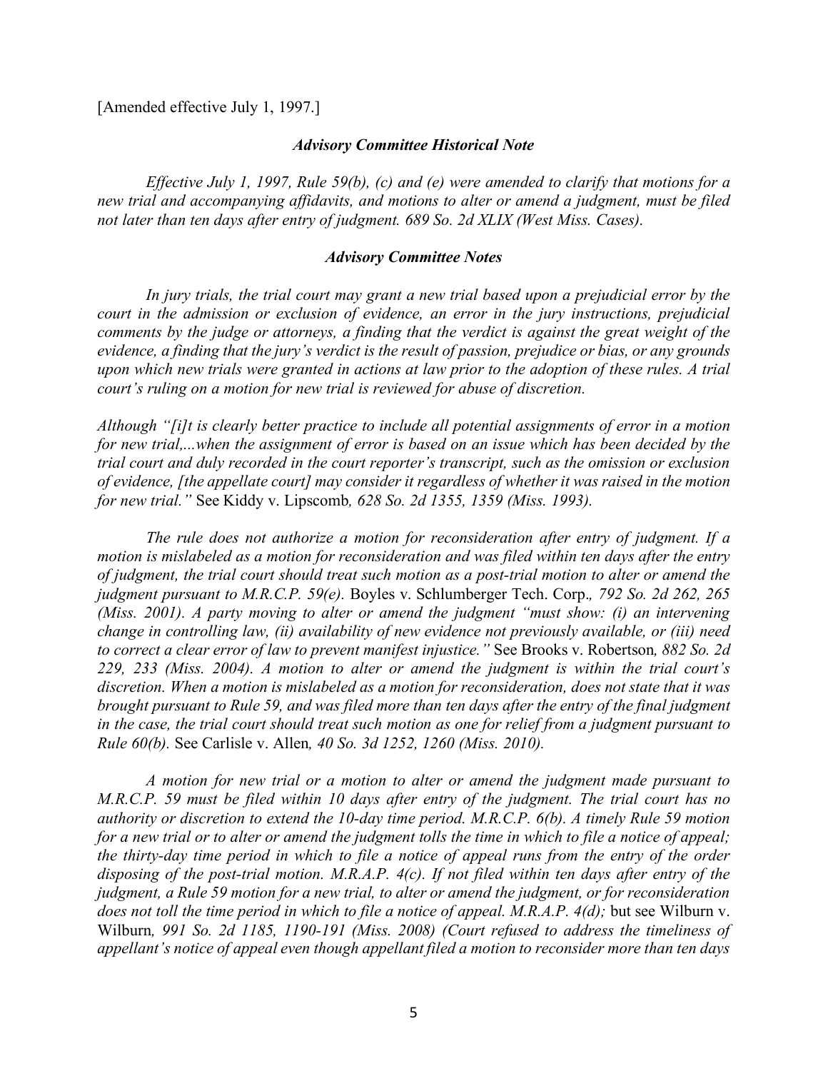[Amended effective July 1, 1997.]

### *Advisory Committee Historical Note*

*Effective July 1, 1997, Rule 59(b), (c) and (e) were amended to clarify that motions for a new trial and accompanying affidavits, and motions to alter or amend a judgment, must be filed not later than ten days after entry of judgment. 689 So. 2d XLIX (West Miss. Cases).*

### *Advisory Committee Notes*

*In jury trials, the trial court may grant a new trial based upon a prejudicial error by the court in the admission or exclusion of evidence, an error in the jury instructions, prejudicial comments by the judge or attorneys, a finding that the verdict is against the great weight of the evidence, a finding that the jury's verdict is the result of passion, prejudice or bias, or any grounds upon which new trials were granted in actions at law prior to the adoption of these rules. A trial court's ruling on a motion for new trial is reviewed for abuse of discretion.*

*Although "[i]t is clearly better practice to include all potential assignments of error in a motion for new trial,...when the assignment of error is based on an issue which has been decided by the trial court and duly recorded in the court reporter's transcript, such as the omission or exclusion of evidence, [the appellate court] may consider it regardless of whether it was raised in the motion for new trial."* See Kiddy v. Lipscomb*, 628 So. 2d 1355, 1359 (Miss. 1993).*

*The rule does not authorize a motion for reconsideration after entry of judgment. If a motion is mislabeled as a motion for reconsideration and was filed within ten days after the entry of judgment, the trial court should treat such motion as a post-trial motion to alter or amend the judgment pursuant to M.R.C.P. 59(e).* Boyles v. Schlumberger Tech. Corp.*, 792 So. 2d 262, 265 (Miss. 2001). A party moving to alter or amend the judgment "must show: (i) an intervening change in controlling law, (ii) availability of new evidence not previously available, or (iii) need to correct a clear error of law to prevent manifest injustice."* See Brooks v. Robertson*, 882 So. 2d 229, 233 (Miss. 2004). A motion to alter or amend the judgment is within the trial court's discretion. When a motion is mislabeled as a motion for reconsideration, does not state that it was brought pursuant to Rule 59, and was filed more than ten days after the entry of the final judgment in the case, the trial court should treat such motion as one for relief from a judgment pursuant to Rule 60(b).* See Carlisle v. Allen*, 40 So. 3d 1252, 1260 (Miss. 2010).*

*A motion for new trial or a motion to alter or amend the judgment made pursuant to M.R.C.P. 59 must be filed within 10 days after entry of the judgment. The trial court has no authority or discretion to extend the 10-day time period. M.R.C.P. 6(b). A timely Rule 59 motion for a new trial or to alter or amend the judgment tolls the time in which to file a notice of appeal; the thirty-day time period in which to file a notice of appeal runs from the entry of the order disposing of the post-trial motion. M.R.A.P. 4(c). If not filed within ten days after entry of the judgment, a Rule 59 motion for a new trial, to alter or amend the judgment, or for reconsideration does not toll the time period in which to file a notice of appeal. M.R.A.P. 4(d);* but see Wilburn v. Wilburn*, 991 So. 2d 1185, 1190-191 (Miss. 2008) (Court refused to address the timeliness of appellant's notice of appeal even though appellant filed a motion to reconsider more than ten days*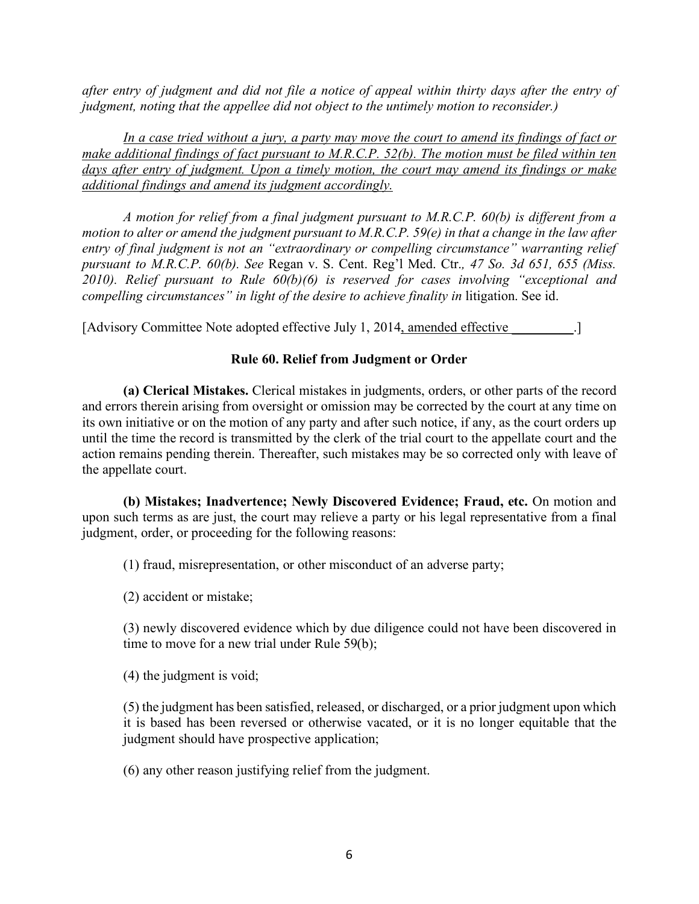*after entry of judgment and did not file a notice of appeal within thirty days after the entry of judgment, noting that the appellee did not object to the untimely motion to reconsider.)*

<u>*In a case tried without a jury, a party may move the court to amend its findings of fact or make additional findings of fact pursuant to M.R.C.P. 52(b). The motion must be filed within ten days after entry of judgment. Upon a timely motion, the court may amend its findings or make additional findings and amend its judgment accordingly.*</u>

*A motion for relief from a final judgment pursuant to M.R.C.P. 60(b) is different from a motion to alter or amend the judgment pursuant to M.R.C.P. 59(e) in that a change in the law after entry of final judgment is not an "extraordinary or compelling circumstance" warranting relief pursuant to M.R.C.P. 60(b). See* Regan v. S. Cent. Reg'l Med. Ctr*., 47 So. 3d 651, 655 (Miss. 2010). Relief pursuant to Rule 60(b)(6) is reserved for cases involving "exceptional and compelling circumstances" in light of the desire to achieve finality in* litigation. See id.

[Advisory Committee Note adopted effective July 1, 2014<u>, amended effective \_\_\_\_\_\_\_\_\_</u>.]

**Rule 60. Relief from Judgment or Order**

**(a) Clerical Mistakes.** Clerical mistakes in judgments, orders, or other parts of the record and errors therein arising from oversight or omission may be corrected by the court at any time on its own initiative or on the motion of any party and after such notice, if any, as the court orders up until the time the record is transmitted by the clerk of the trial court to the appellate court and the action remains pending therein. Thereafter, such mistakes may be so corrected only with leave of the appellate court.

**(b) Mistakes; Inadvertence; Newly Discovered Evidence; Fraud, etc.** On motion and upon such terms as are just, the court may relieve a party or his legal representative from a final judgment, order, or proceeding for the following reasons:

(1) fraud, misrepresentation, or other misconduct of an adverse party;

(2) accident or mistake;

(3) newly discovered evidence which by due diligence could not have been discovered in time to move for a new trial under Rule 59(b);

(4) the judgment is void;

(5) the judgment has been satisfied, released, or discharged, or a prior judgment upon which it is based has been reversed or otherwise vacated, or it is no longer equitable that the judgment should have prospective application;

(6) any other reason justifying relief from the judgment.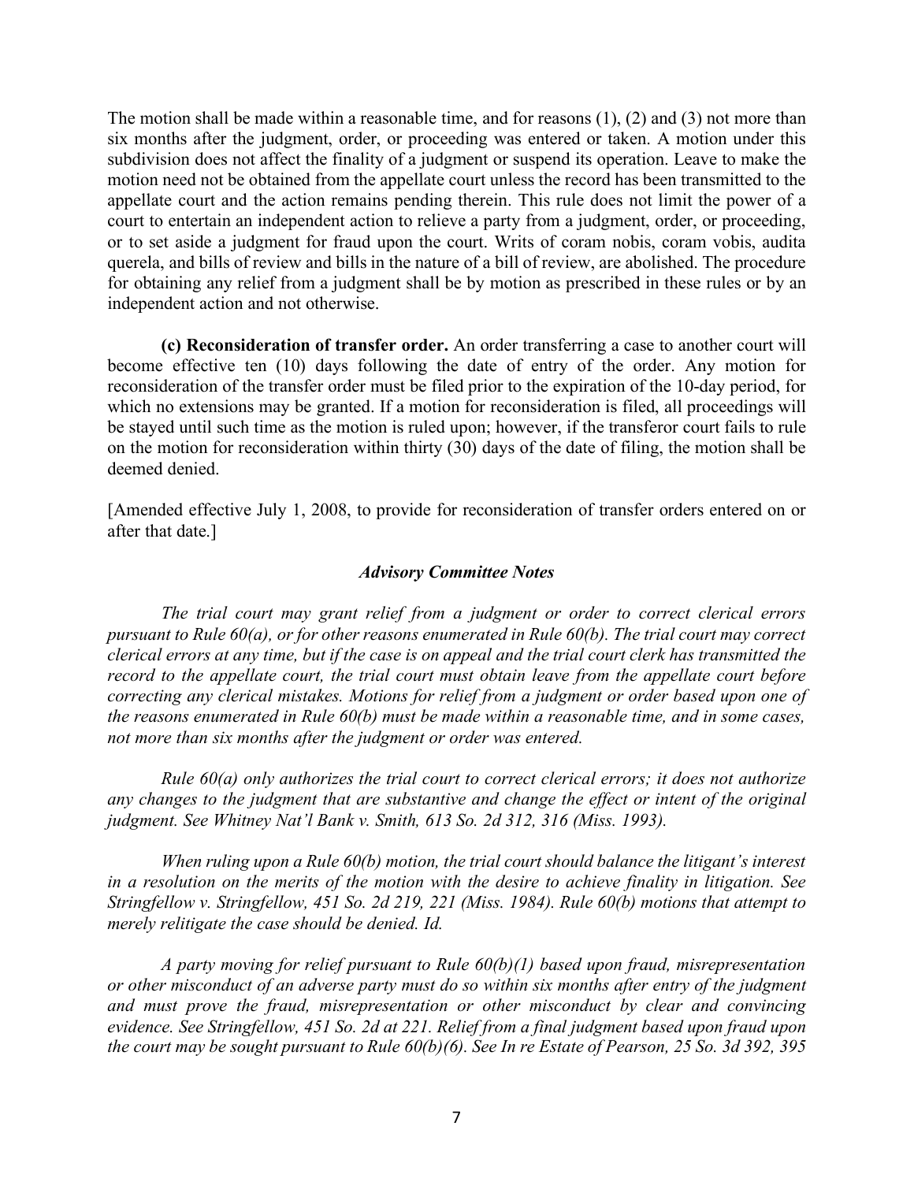The motion shall be made within a reasonable time, and for reasons (1), (2) and (3) not more than six months after the judgment, order, or proceeding was entered or taken. A motion under this subdivision does not affect the finality of a judgment or suspend its operation. Leave to make the motion need not be obtained from the appellate court unless the record has been transmitted to the appellate court and the action remains pending therein. This rule does not limit the power of a court to entertain an independent action to relieve a party from a judgment, order, or proceeding, or to set aside a judgment for fraud upon the court. Writs of coram nobis, coram vobis, audita querela, and bills of review and bills in the nature of a bill of review, are abolished. The procedure for obtaining any relief from a judgment shall be by motion as prescribed in these rules or by an independent action and not otherwise.

**(c) Reconsideration of transfer order.** An order transferring a case to another court will become effective ten (10) days following the date of entry of the order. Any motion for reconsideration of the transfer order must be filed prior to the expiration of the 10-day period, for which no extensions may be granted. If a motion for reconsideration is filed, all proceedings will be stayed until such time as the motion is ruled upon; however, if the transferor court fails to rule on the motion for reconsideration within thirty (30) days of the date of filing, the motion shall be deemed denied.

[Amended effective July 1, 2008, to provide for reconsideration of transfer orders entered on or after that date.]

### *Advisory Committee Notes*

*The trial court may grant relief from a judgment or order to correct clerical errors pursuant to Rule 60(a), or for other reasons enumerated in Rule 60(b). The trial court may correct clerical errors at any time, but if the case is on appeal and the trial court clerk has transmitted the record to the appellate court, the trial court must obtain leave from the appellate court before correcting any clerical mistakes. Motions for relief from a judgment or order based upon one of the reasons enumerated in Rule 60(b) must be made within a reasonable time, and in some cases, not more than six months after the judgment or order was entered.*

*Rule 60(a) only authorizes the trial court to correct clerical errors; it does not authorize any changes to the judgment that are substantive and change the effect or intent of the original judgment. See Whitney Nat'l Bank v. Smith, 613 So. 2d 312, 316 (Miss. 1993).*

*When ruling upon a Rule 60(b) motion, the trial court should balance the litigant's interest in a resolution on the merits of the motion with the desire to achieve finality in litigation. See Stringfellow v. Stringfellow, 451 So. 2d 219, 221 (Miss. 1984). Rule 60(b) motions that attempt to merely relitigate the case should be denied. Id.*

*A party moving for relief pursuant to Rule 60(b)(1) based upon fraud, misrepresentation or other misconduct of an adverse party must do so within six months after entry of the judgment and must prove the fraud, misrepresentation or other misconduct by clear and convincing evidence. See Stringfellow, 451 So. 2d at 221. Relief from a final judgment based upon fraud upon the court may be sought pursuant to Rule 60(b)(6). See In re Estate of Pearson, 25 So. 3d 392, 395*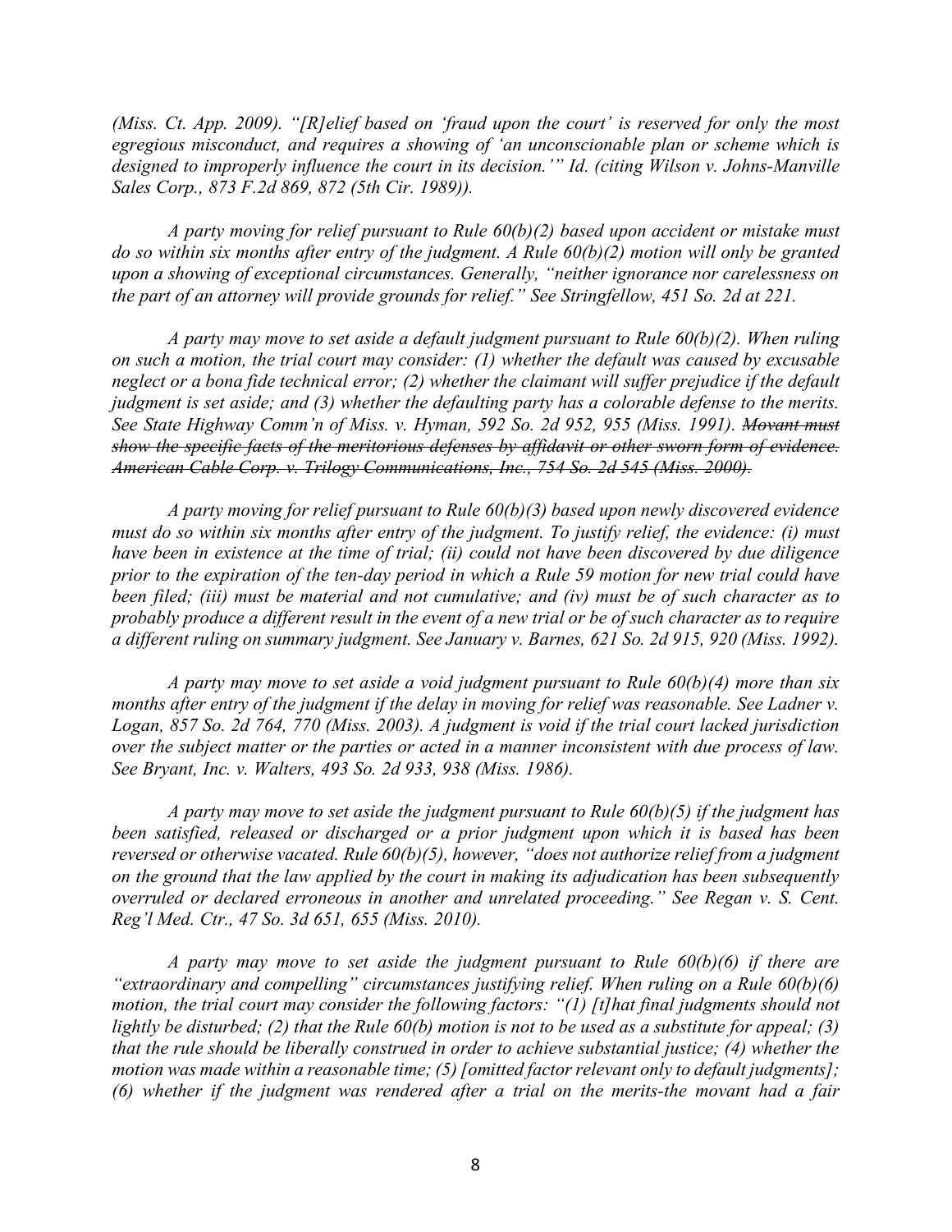*(Miss. Ct. App. 2009). "[R]elief based on 'fraud upon the court' is reserved for only the most egregious misconduct, and requires a showing of 'an unconscionable plan or scheme which is designed to improperly influence the court in its decision.'" Id. (citing Wilson v. Johns-Manville Sales Corp., 873 F.2d 869, 872 (5th Cir. 1989)).*

*A party moving for relief pursuant to Rule 60(b)(2) based upon accident or mistake must do so within six months after entry of the judgment. A Rule 60(b)(2) motion will only be granted upon a showing of exceptional circumstances. Generally, "neither ignorance nor carelessness on the part of an attorney will provide grounds for relief." See Stringfellow, 451 So. 2d at 221.*

*A party may move to set aside a default judgment pursuant to Rule 60(b)(2). When ruling on such a motion, the trial court may consider: (1) whether the default was caused by excusable neglect or a bona fide technical error; (2) whether the claimant will suffer prejudice if the default judgment is set aside; and (3) whether the defaulting party has a colorable defense to the merits. See State Highway Comm'n of Miss. v. Hyman, 592 So. 2d 952, 955 (Miss. 1991).* ~~*Movant must show the specific facts of the meritorious defenses by affidavit or other sworn form of evidence. American Cable Corp. v. Trilogy Communications, Inc., 754 So. 2d 545 (Miss. 2000).*~~

*A party moving for relief pursuant to Rule 60(b)(3) based upon newly discovered evidence must do so within six months after entry of the judgment. To justify relief, the evidence: (i) must have been in existence at the time of trial; (ii) could not have been discovered by due diligence prior to the expiration of the ten-day period in which a Rule 59 motion for new trial could have been filed; (iii) must be material and not cumulative; and (iv) must be of such character as to probably produce a different result in the event of a new trial or be of such character as to require a different ruling on summary judgment. See January v. Barnes, 621 So. 2d 915, 920 (Miss. 1992).*

*A party may move to set aside a void judgment pursuant to Rule 60(b)(4) more than six months after entry of the judgment if the delay in moving for relief was reasonable. See Ladner v. Logan, 857 So. 2d 764, 770 (Miss. 2003). A judgment is void if the trial court lacked jurisdiction over the subject matter or the parties or acted in a manner inconsistent with due process of law. See Bryant, Inc. v. Walters, 493 So. 2d 933, 938 (Miss. 1986).*

*A party may move to set aside the judgment pursuant to Rule 60(b)(5) if the judgment has been satisfied, released or discharged or a prior judgment upon which it is based has been reversed or otherwise vacated. Rule 60(b)(5), however, "does not authorize relief from a judgment on the ground that the law applied by the court in making its adjudication has been subsequently overruled or declared erroneous in another and unrelated proceeding." See Regan v. S. Cent. Reg'l Med. Ctr., 47 So. 3d 651, 655 (Miss. 2010).*

*A party may move to set aside the judgment pursuant to Rule 60(b)(6) if there are "extraordinary and compelling" circumstances justifying relief. When ruling on a Rule 60(b)(6) motion, the trial court may consider the following factors: "(1) [t]hat final judgments should not lightly be disturbed; (2) that the Rule 60(b) motion is not to be used as a substitute for appeal; (3) that the rule should be liberally construed in order to achieve substantial justice; (4) whether the motion was made within a reasonable time; (5) [omitted factor relevant only to default judgments]; (6) whether if the judgment was rendered after a trial on the merits-the movant had a fair*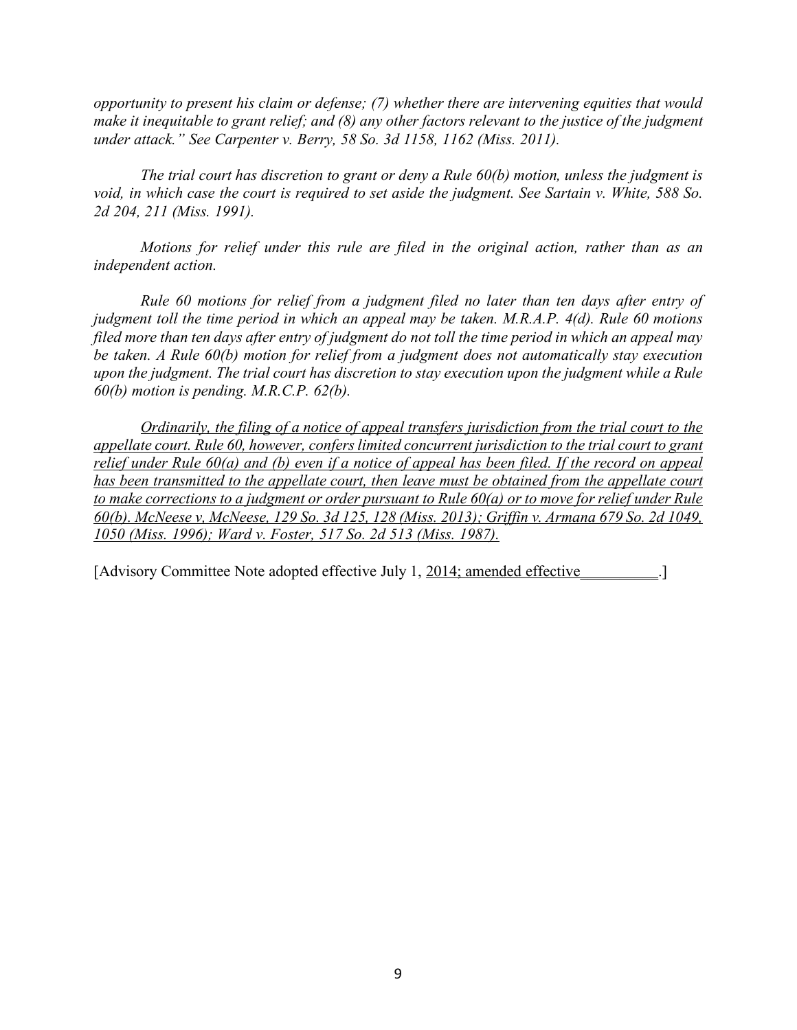*opportunity to present his claim or defense; (7) whether there are intervening equities that would make it inequitable to grant relief; and (8) any other factors relevant to the justice of the judgment under attack." See Carpenter v. Berry, 58 So. 3d 1158, 1162 (Miss. 2011).*

*The trial court has discretion to grant or deny a Rule 60(b) motion, unless the judgment is void, in which case the court is required to set aside the judgment. See Sartain v. White, 588 So. 2d 204, 211 (Miss. 1991).*

*Motions for relief under this rule are filed in the original action, rather than as an independent action.*

*Rule 60 motions for relief from a judgment filed no later than ten days after entry of judgment toll the time period in which an appeal may be taken. M.R.A.P. 4(d). Rule 60 motions filed more than ten days after entry of judgment do not toll the time period in which an appeal may be taken. A Rule 60(b) motion for relief from a judgment does not automatically stay execution upon the judgment. The trial court has discretion to stay execution upon the judgment while a Rule 60(b) motion is pending. M.R.C.P. 62(b).*

<u>*Ordinarily, the filing of a notice of appeal transfers jurisdiction from the trial court to the appellate court. Rule 60, however, confers limited concurrent jurisdiction to the trial court to grant relief under Rule 60(a) and (b) even if a notice of appeal has been filed. If the record on appeal has been transmitted to the appellate court, then leave must be obtained from the appellate court to make corrections to a judgment or order pursuant to Rule 60(a) or to move for relief under Rule 60(b). McNeese v, McNeese, 129 So. 3d 125, 128 (Miss. 2013); Griffin v. Armana 679 So. 2d 1049, 1050 (Miss. 1996); Ward v. Foster, 517 So. 2d 513 (Miss. 1987).*</u>

[Advisory Committee Note adopted effective July 1, <u>2014; amended effective__________</u>.]